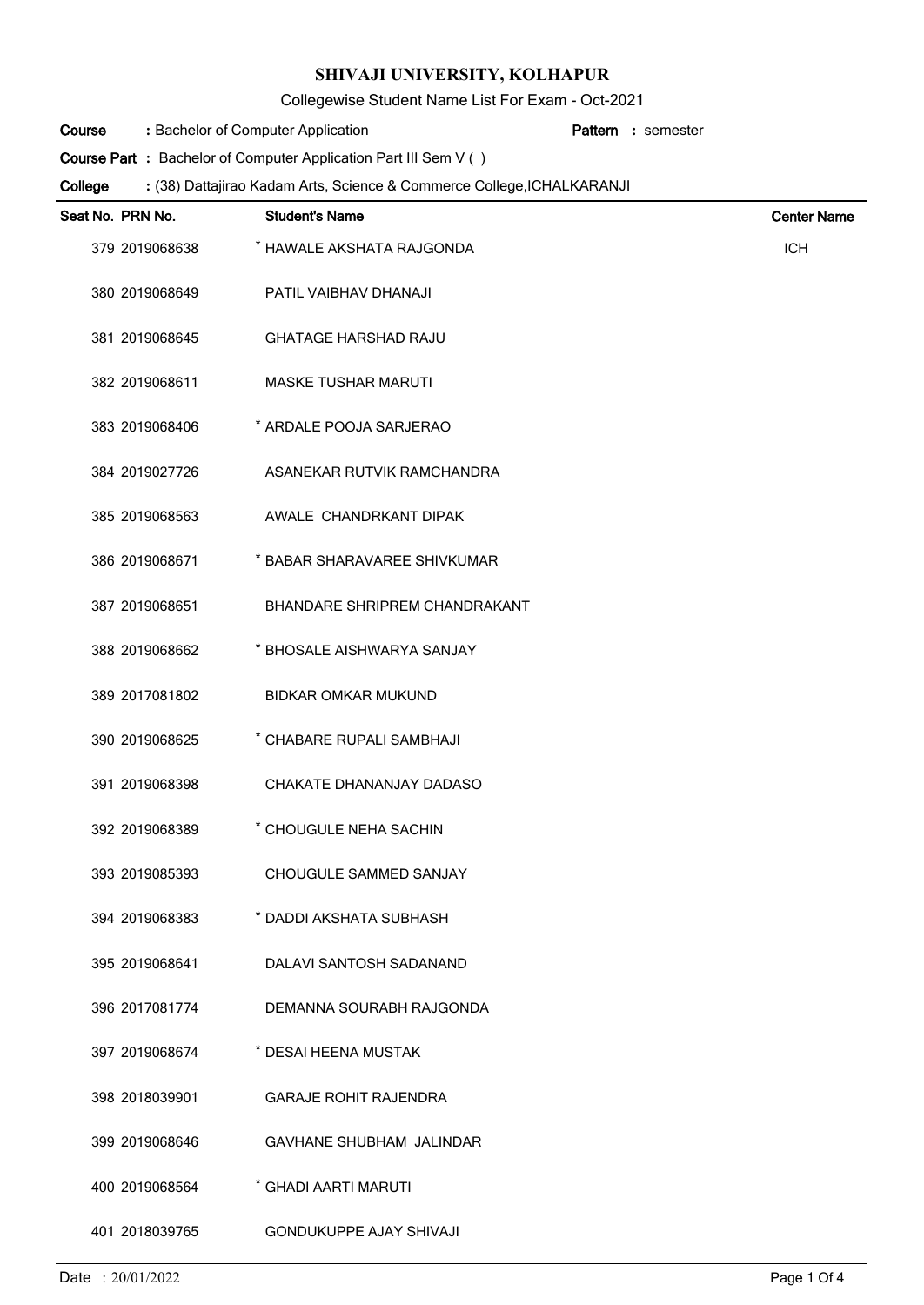# SHIVAJI UNIVERSITY, KOLHAPUR

Collegewise Student Name List For Exam - Oct-2021

**Course** : Bachelor of Computer Application **Pattern** : semester

**Course Part** : Bachelor of Computer Application Part III Sem V ( )

**College** : (38) Dattajirao Kadam Arts, Science & Commerce College,ICHALKARANJI

| Seat No. | PRN No. | Student's Name | Center Name |
|---|---|---|---|
| 379 | 2019068638 | * HAWALE AKSHATA RAJGONDA | ICH |
| 380 | 2019068649 | PATIL VAIBHAV DHANAJI | |
| 381 | 2019068645 | GHATAGE HARSHAD RAJU | |
| 382 | 2019068611 | MASKE TUSHAR MARUTI | |
| 383 | 2019068406 | * ARDALE POOJA SARJERAO | |
| 384 | 2019027726 | ASANEKAR RUTVIK RAMCHANDRA | |
| 385 | 2019068563 | AWALE CHANDRKANT DIPAK | |
| 386 | 2019068671 | * BABAR SHARAVAREE SHIVKUMAR | |
| 387 | 2019068651 | BHANDARE SHRIPREM CHANDRAKANT | |
| 388 | 2019068662 | * BHOSALE AISHWARYA SANJAY | |
| 389 | 2017081802 | BIDKAR OMKAR MUKUND | |
| 390 | 2019068625 | * CHABARE RUPALI SAMBHAJI | |
| 391 | 2019068398 | CHAKATE DHANANJAY DADASO | |
| 392 | 2019068389 | * CHOUGULE NEHA SACHIN | |
| 393 | 2019085393 | CHOUGULE SAMMED SANJAY | |
| 394 | 2019068383 | * DADDI AKSHATA SUBHASH | |
| 395 | 2019068641 | DALAVI SANTOSH SADANAND | |
| 396 | 2017081774 | DEMANNA SOURABH RAJGONDA | |
| 397 | 2019068674 | * DESAI HEENA MUSTAK | |
| 398 | 2018039901 | GARAJE ROHIT RAJENDRA | |
| 399 | 2019068646 | GAVHANE SHUBHAM JALINDAR | |
| 400 | 2019068564 | * GHADI AARTI MARUTI | |
| 401 | 2018039765 | GONDUKUPPE AJAY SHIVAJI | |

Date : 20/01/2022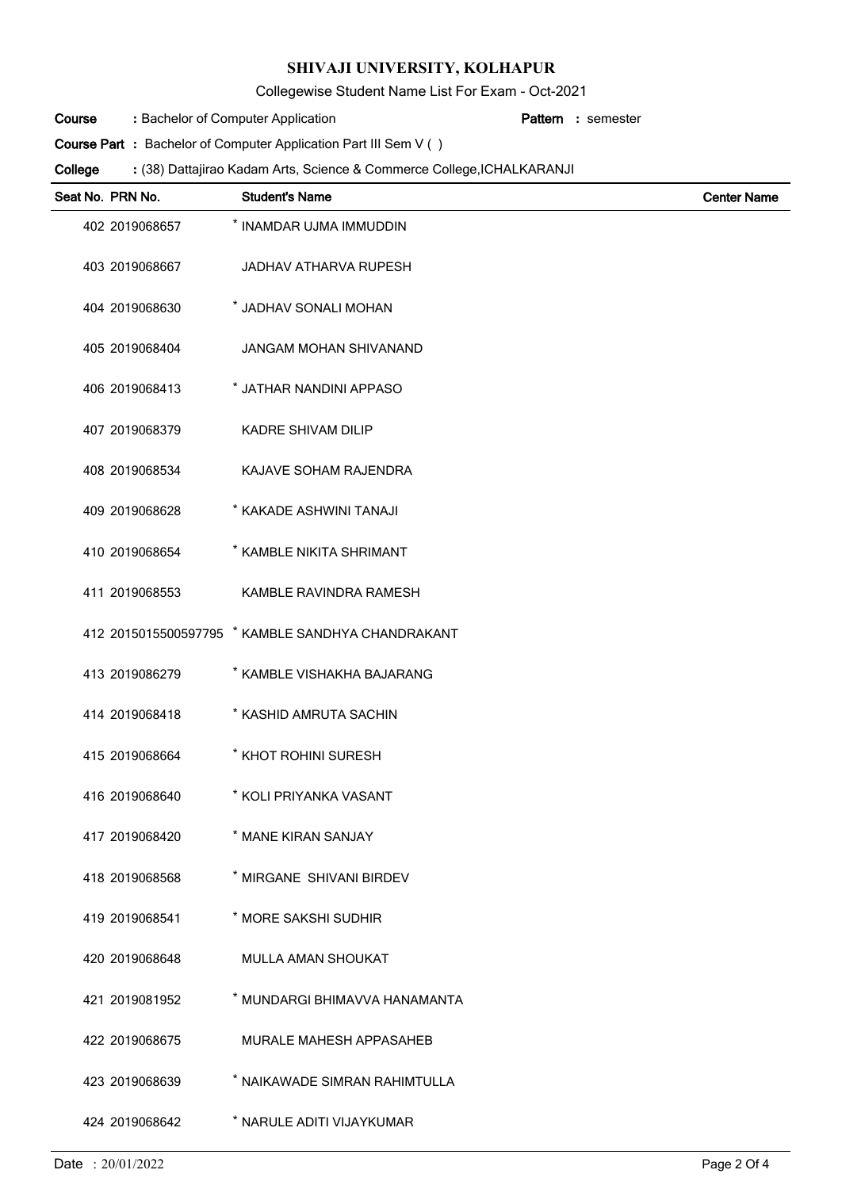# SHIVAJI UNIVERSITY, KOLHAPUR

Collegewise Student Name List For Exam - Oct-2021

**Course** : Bachelor of Computer Application **Pattern** : semester

**Course Part** : Bachelor of Computer Application Part III Sem V ( )

**College** : (38) Dattajirao Kadam Arts, Science & Commerce College,ICHALKARANJI

| Seat No. | PRN No. | Student's Name | Center Name |
|---|---|---|---|
| 402 | 2019068657 | * INAMDAR UJMA IMMUDDIN | |
| 403 | 2019068667 | JADHAV ATHARVA RUPESH | |
| 404 | 2019068630 | * JADHAV SONALI MOHAN | |
| 405 | 2019068404 | JANGAM MOHAN SHIVANAND | |
| 406 | 2019068413 | * JATHAR NANDINI APPASO | |
| 407 | 2019068379 | KADRE SHIVAM DILIP | |
| 408 | 2019068534 | KAJAVE SOHAM RAJENDRA | |
| 409 | 2019068628 | * KAKADE ASHWINI TANAJI | |
| 410 | 2019068654 | * KAMBLE NIKITA SHRIMANT | |
| 411 | 2019068553 | KAMBLE RAVINDRA RAMESH | |
| 412 | 2015015500597795 | * KAMBLE SANDHYA CHANDRAKANT | |
| 413 | 2019086279 | * KAMBLE VISHAKHA BAJARANG | |
| 414 | 2019068418 | * KASHID AMRUTA SACHIN | |
| 415 | 2019068664 | * KHOT ROHINI SURESH | |
| 416 | 2019068640 | * KOLI PRIYANKA VASANT | |
| 417 | 2019068420 | * MANE KIRAN SANJAY | |
| 418 | 2019068568 | * MIRGANE SHIVANI BIRDEV | |
| 419 | 2019068541 | * MORE SAKSHI SUDHIR | |
| 420 | 2019068648 | MULLA AMAN SHOUKAT | |
| 421 | 2019081952 | * MUNDARGI BHIMAVVA HANAMANTA | |
| 422 | 2019068675 | MURALE MAHESH APPASAHEB | |
| 423 | 2019068639 | * NAIKAWADE SIMRAN RAHIMTULLA | |
| 424 | 2019068642 | * NARULE ADITI VIJAYKUMAR | |

Date : 20/01/2022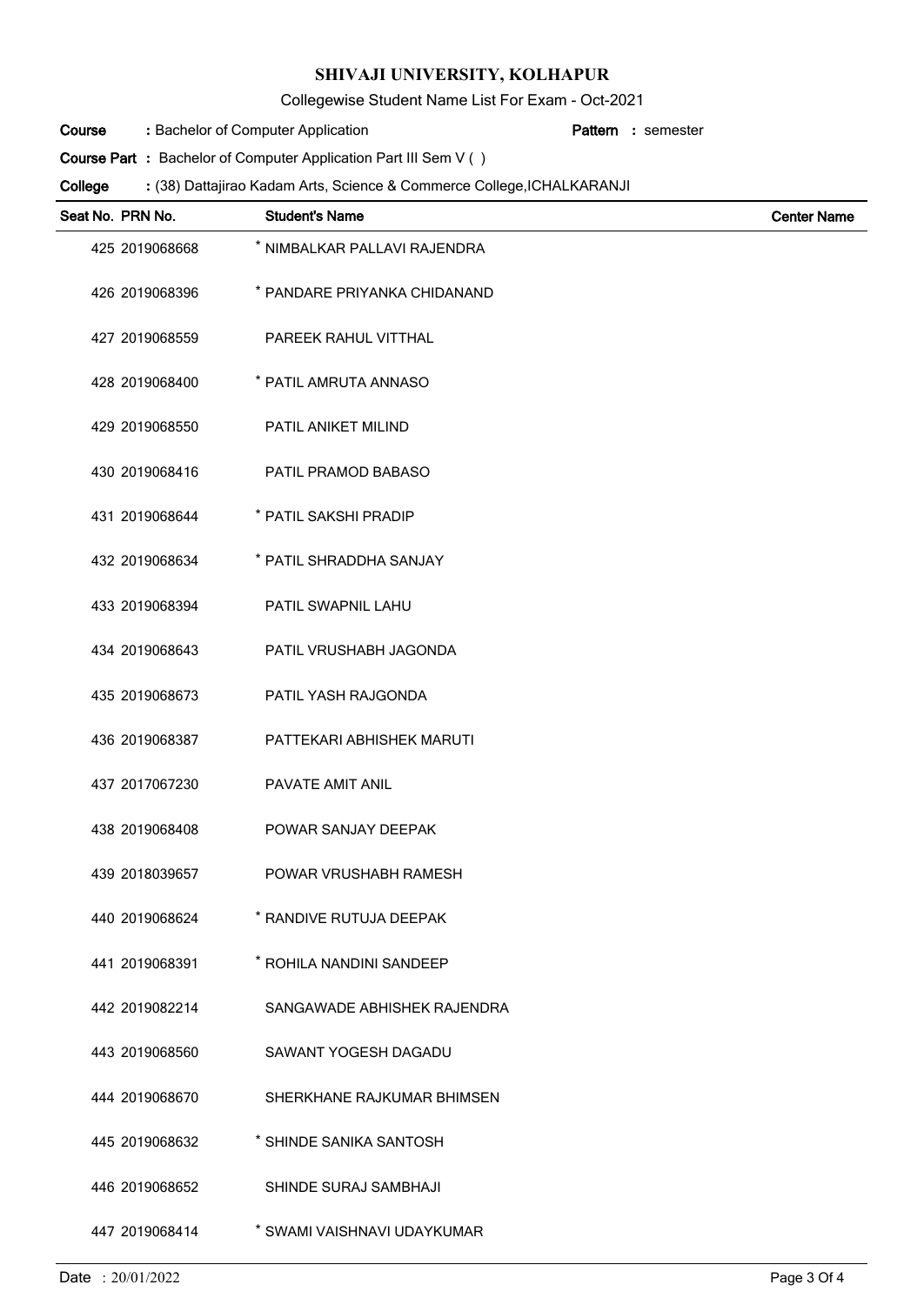# SHIVAJI UNIVERSITY, KOLHAPUR

Collegewise Student Name List For Exam - Oct-2021

**Course** : Bachelor of Computer Application **Pattern** : semester

**Course Part** : Bachelor of Computer Application Part III Sem V ( )

**College** : (38) Dattajirao Kadam Arts, Science & Commerce College,ICHALKARANJI

| Seat No. | PRN No. | Student's Name | Center Name |
|---|---|---|---|
| 425 | 2019068668 | * NIMBALKAR PALLAVI RAJENDRA | |
| 426 | 2019068396 | * PANDARE PRIYANKA CHIDANAND | |
| 427 | 2019068559 | PAREEK RAHUL VITTHAL | |
| 428 | 2019068400 | * PATIL AMRUTA ANNASO | |
| 429 | 2019068550 | PATIL ANIKET MILIND | |
| 430 | 2019068416 | PATIL PRAMOD BABASO | |
| 431 | 2019068644 | * PATIL SAKSHI PRADIP | |
| 432 | 2019068634 | * PATIL SHRADDHA SANJAY | |
| 433 | 2019068394 | PATIL SWAPNIL LAHU | |
| 434 | 2019068643 | PATIL VRUSHABH JAGONDA | |
| 435 | 2019068673 | PATIL YASH RAJGONDA | |
| 436 | 2019068387 | PATTEKARI ABHISHEK MARUTI | |
| 437 | 2017067230 | PAVATE AMIT ANIL | |
| 438 | 2019068408 | POWAR SANJAY DEEPAK | |
| 439 | 2018039657 | POWAR VRUSHABH RAMESH | |
| 440 | 2019068624 | * RANDIVE RUTUJA DEEPAK | |
| 441 | 2019068391 | * ROHILA NANDINI SANDEEP | |
| 442 | 2019082214 | SANGAWADE ABHISHEK RAJENDRA | |
| 443 | 2019068560 | SAWANT YOGESH DAGADU | |
| 444 | 2019068670 | SHERKHANE RAJKUMAR BHIMSEN | |
| 445 | 2019068632 | * SHINDE SANIKA SANTOSH | |
| 446 | 2019068652 | SHINDE SURAJ SAMBHAJI | |
| 447 | 2019068414 | * SWAMI VAISHNAVI UDAYKUMAR | |

Date : 20/01/2022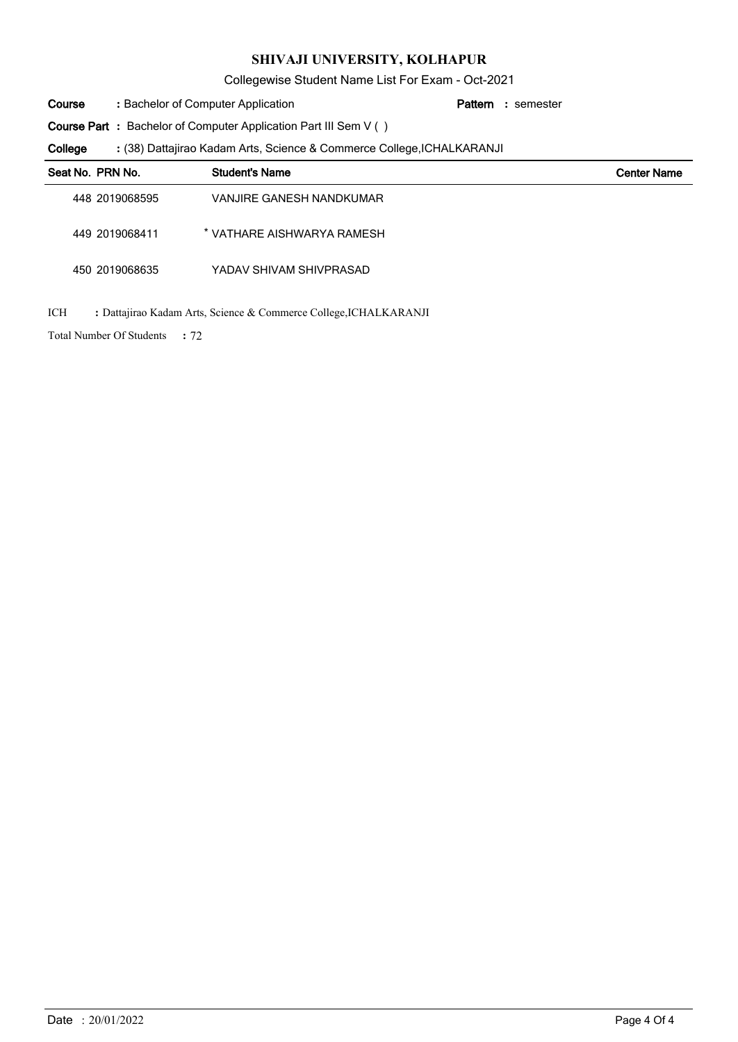# SHIVAJI UNIVERSITY, KOLHAPUR

Collegewise Student Name List For Exam - Oct-2021

**Course** : Bachelor of Computer Application **Pattern** : semester

**Course Part** : Bachelor of Computer Application Part III Sem V ( )

**College** : (38) Dattajirao Kadam Arts, Science & Commerce College,ICHALKARANJI

| Seat No. | PRN No. | Student's Name | Center Name |
|---|---|---|---|
| 448 | 2019068595 | VANJIRE GANESH NANDKUMAR | |
| 449 | 2019068411 | * VATHARE AISHWARYA RAMESH | |
| 450 | 2019068635 | YADAV SHIVAM SHIVPRASAD | |

ICH : Dattajirao Kadam Arts, Science & Commerce College,ICHALKARANJI

Total Number Of Students : 72

Date : 20/01/2022